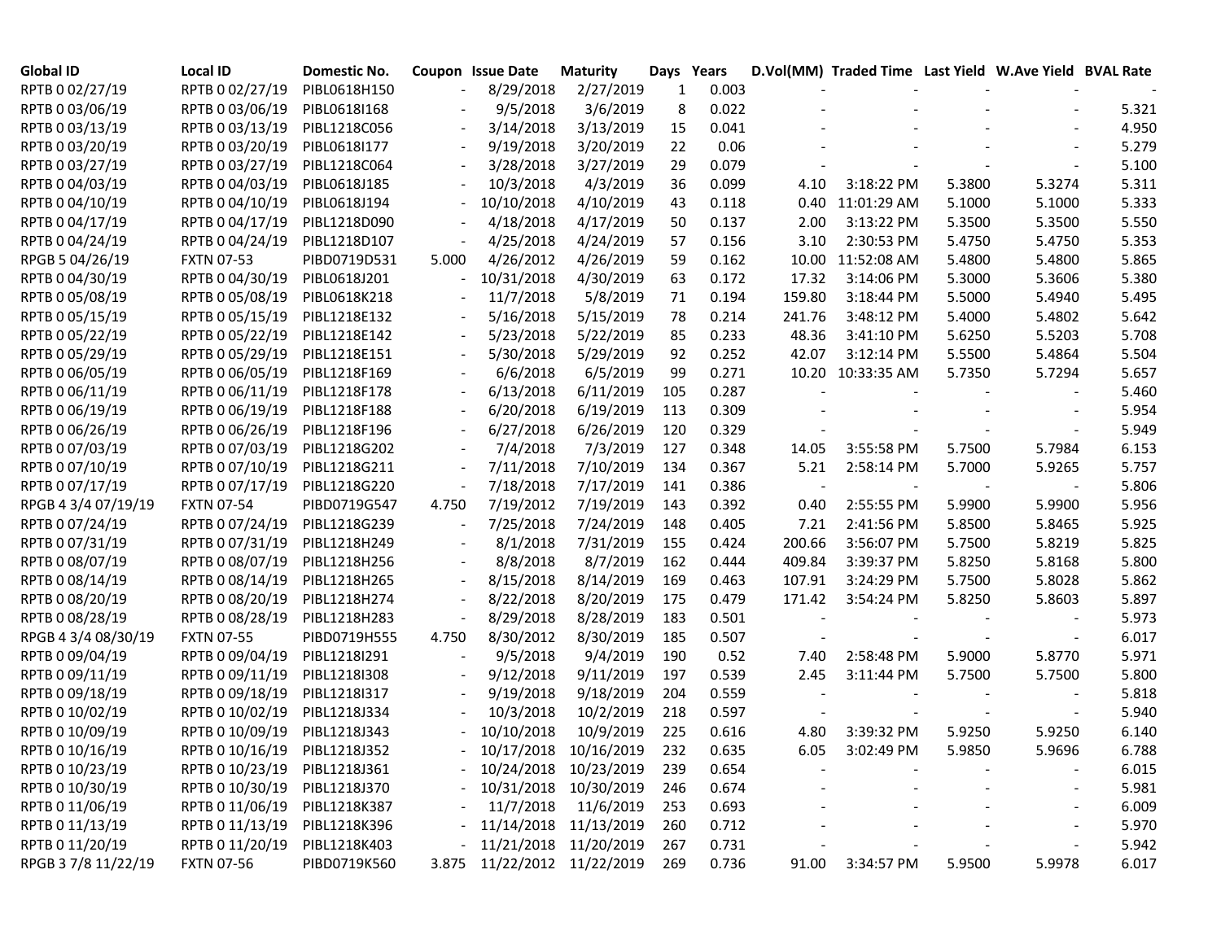| Global ID | Local ID | Domestic No. | Coupon | Issue Date | Maturity | Days | Years | D.Vol(MM) | Traded Time | Last Yield | W.Ave Yield | BVAL Rate |
|---|---|---|---|---|---|---|---|---|---|---|---|---|
| RPTB 0 02/27/19 | RPTB 0 02/27/19 | PIBL0618H150 | - | 8/29/2018 | 2/27/2019 | 1 | 0.003 | - | - | - | - | - |
| RPTB 0 03/06/19 | RPTB 0 03/06/19 | PIBL0618I168 | - | 9/5/2018 | 3/6/2019 | 8 | 0.022 | - | - | - | - | 5.321 |
| RPTB 0 03/13/19 | RPTB 0 03/13/19 | PIBL1218C056 | - | 3/14/2018 | 3/13/2019 | 15 | 0.041 | - | - | - | - | 4.950 |
| RPTB 0 03/20/19 | RPTB 0 03/20/19 | PIBL0618I177 | - | 9/19/2018 | 3/20/2019 | 22 | 0.06 | - | - | - | - | 5.279 |
| RPTB 0 03/27/19 | RPTB 0 03/27/19 | PIBL1218C064 | - | 3/28/2018 | 3/27/2019 | 29 | 0.079 | - | - | - | - | 5.100 |
| RPTB 0 04/03/19 | RPTB 0 04/03/19 | PIBL0618J185 | - | 10/3/2018 | 4/3/2019 | 36 | 0.099 | 4.10 | 3:18:22 PM | 5.3800 | 5.3274 | 5.311 |
| RPTB 0 04/10/19 | RPTB 0 04/10/19 | PIBL0618J194 | - | 10/10/2018 | 4/10/2019 | 43 | 0.118 | 0.40 | 11:01:29 AM | 5.1000 | 5.1000 | 5.333 |
| RPTB 0 04/17/19 | RPTB 0 04/17/19 | PIBL1218D090 | - | 4/18/2018 | 4/17/2019 | 50 | 0.137 | 2.00 | 3:13:22 PM | 5.3500 | 5.3500 | 5.550 |
| RPTB 0 04/24/19 | RPTB 0 04/24/19 | PIBL1218D107 | - | 4/25/2018 | 4/24/2019 | 57 | 0.156 | 3.10 | 2:30:53 PM | 5.4750 | 5.4750 | 5.353 |
| RPGB 5 04/26/19 | FXTN 07-53 | PIBD0719D531 | 5.000 | 4/26/2012 | 4/26/2019 | 59 | 0.162 | 10.00 | 11:52:08 AM | 5.4800 | 5.4800 | 5.865 |
| RPTB 0 04/30/19 | RPTB 0 04/30/19 | PIBL0618J201 | - | 10/31/2018 | 4/30/2019 | 63 | 0.172 | 17.32 | 3:14:06 PM | 5.3000 | 5.3606 | 5.380 |
| RPTB 0 05/08/19 | RPTB 0 05/08/19 | PIBL0618K218 | - | 11/7/2018 | 5/8/2019 | 71 | 0.194 | 159.80 | 3:18:44 PM | 5.5000 | 5.4940 | 5.495 |
| RPTB 0 05/15/19 | RPTB 0 05/15/19 | PIBL1218E132 | - | 5/16/2018 | 5/15/2019 | 78 | 0.214 | 241.76 | 3:48:12 PM | 5.4000 | 5.4802 | 5.642 |
| RPTB 0 05/22/19 | RPTB 0 05/22/19 | PIBL1218E142 | - | 5/23/2018 | 5/22/2019 | 85 | 0.233 | 48.36 | 3:41:10 PM | 5.6250 | 5.5203 | 5.708 |
| RPTB 0 05/29/19 | RPTB 0 05/29/19 | PIBL1218E151 | - | 5/30/2018 | 5/29/2019 | 92 | 0.252 | 42.07 | 3:12:14 PM | 5.5500 | 5.4864 | 5.504 |
| RPTB 0 06/05/19 | RPTB 0 06/05/19 | PIBL1218F169 | - | 6/6/2018 | 6/5/2019 | 99 | 0.271 | 10.20 | 10:33:35 AM | 5.7350 | 5.7294 | 5.657 |
| RPTB 0 06/11/19 | RPTB 0 06/11/19 | PIBL1218F178 | - | 6/13/2018 | 6/11/2019 | 105 | 0.287 | - | - | - | - | 5.460 |
| RPTB 0 06/19/19 | RPTB 0 06/19/19 | PIBL1218F188 | - | 6/20/2018 | 6/19/2019 | 113 | 0.309 | - | - | - | - | 5.954 |
| RPTB 0 06/26/19 | RPTB 0 06/26/19 | PIBL1218F196 | - | 6/27/2018 | 6/26/2019 | 120 | 0.329 | - | - | - | - | 5.949 |
| RPTB 0 07/03/19 | RPTB 0 07/03/19 | PIBL1218G202 | - | 7/4/2018 | 7/3/2019 | 127 | 0.348 | 14.05 | 3:55:58 PM | 5.7500 | 5.7984 | 6.153 |
| RPTB 0 07/10/19 | RPTB 0 07/10/19 | PIBL1218G211 | - | 7/11/2018 | 7/10/2019 | 134 | 0.367 | 5.21 | 2:58:14 PM | 5.7000 | 5.9265 | 5.757 |
| RPTB 0 07/17/19 | RPTB 0 07/17/19 | PIBL1218G220 | - | 7/18/2018 | 7/17/2019 | 141 | 0.386 | - | - | - | - | 5.806 |
| RPGB 4 3/4 07/19/19 | FXTN 07-54 | PIBD0719G547 | 4.750 | 7/19/2012 | 7/19/2019 | 143 | 0.392 | 0.40 | 2:55:55 PM | 5.9900 | 5.9900 | 5.956 |
| RPTB 0 07/24/19 | RPTB 0 07/24/19 | PIBL1218G239 | - | 7/25/2018 | 7/24/2019 | 148 | 0.405 | 7.21 | 2:41:56 PM | 5.8500 | 5.8465 | 5.925 |
| RPTB 0 07/31/19 | RPTB 0 07/31/19 | PIBL1218H249 | - | 8/1/2018 | 7/31/2019 | 155 | 0.424 | 200.66 | 3:56:07 PM | 5.7500 | 5.8219 | 5.825 |
| RPTB 0 08/07/19 | RPTB 0 08/07/19 | PIBL1218H256 | - | 8/8/2018 | 8/7/2019 | 162 | 0.444 | 409.84 | 3:39:37 PM | 5.8250 | 5.8168 | 5.800 |
| RPTB 0 08/14/19 | RPTB 0 08/14/19 | PIBL1218H265 | - | 8/15/2018 | 8/14/2019 | 169 | 0.463 | 107.91 | 3:24:29 PM | 5.7500 | 5.8028 | 5.862 |
| RPTB 0 08/20/19 | RPTB 0 08/20/19 | PIBL1218H274 | - | 8/22/2018 | 8/20/2019 | 175 | 0.479 | 171.42 | 3:54:24 PM | 5.8250 | 5.8603 | 5.897 |
| RPTB 0 08/28/19 | RPTB 0 08/28/19 | PIBL1218H283 | - | 8/29/2018 | 8/28/2019 | 183 | 0.501 | - | - | - | - | 5.973 |
| RPGB 4 3/4 08/30/19 | FXTN 07-55 | PIBD0719H555 | 4.750 | 8/30/2012 | 8/30/2019 | 185 | 0.507 | - | - | - | - | 6.017 |
| RPTB 0 09/04/19 | RPTB 0 09/04/19 | PIBL1218I291 | - | 9/5/2018 | 9/4/2019 | 190 | 0.52 | 7.40 | 2:58:48 PM | 5.9000 | 5.8770 | 5.971 |
| RPTB 0 09/11/19 | RPTB 0 09/11/19 | PIBL1218I308 | - | 9/12/2018 | 9/11/2019 | 197 | 0.539 | 2.45 | 3:11:44 PM | 5.7500 | 5.7500 | 5.800 |
| RPTB 0 09/18/19 | RPTB 0 09/18/19 | PIBL1218I317 | - | 9/19/2018 | 9/18/2019 | 204 | 0.559 | - | - | - | - | 5.818 |
| RPTB 0 10/02/19 | RPTB 0 10/02/19 | PIBL1218J334 | - | 10/3/2018 | 10/2/2019 | 218 | 0.597 | - | - | - | - | 5.940 |
| RPTB 0 10/09/19 | RPTB 0 10/09/19 | PIBL1218J343 | - | 10/10/2018 | 10/9/2019 | 225 | 0.616 | 4.80 | 3:39:32 PM | 5.9250 | 5.9250 | 6.140 |
| RPTB 0 10/16/19 | RPTB 0 10/16/19 | PIBL1218J352 | - | 10/17/2018 | 10/16/2019 | 232 | 0.635 | 6.05 | 3:02:49 PM | 5.9850 | 5.9696 | 6.788 |
| RPTB 0 10/23/19 | RPTB 0 10/23/19 | PIBL1218J361 | - | 10/24/2018 | 10/23/2019 | 239 | 0.654 | - | - | - | - | 6.015 |
| RPTB 0 10/30/19 | RPTB 0 10/30/19 | PIBL1218J370 | - | 10/31/2018 | 10/30/2019 | 246 | 0.674 | - | - | - | - | 5.981 |
| RPTB 0 11/06/19 | RPTB 0 11/06/19 | PIBL1218K387 | - | 11/7/2018 | 11/6/2019 | 253 | 0.693 | - | - | - | - | 6.009 |
| RPTB 0 11/13/19 | RPTB 0 11/13/19 | PIBL1218K396 | - | 11/14/2018 | 11/13/2019 | 260 | 0.712 | - | - | - | - | 5.970 |
| RPTB 0 11/20/19 | RPTB 0 11/20/19 | PIBL1218K403 | - | 11/21/2018 | 11/20/2019 | 267 | 0.731 | - | - | - | - | 5.942 |
| RPGB 3 7/8 11/22/19 | FXTN 07-56 | PIBD0719K560 | 3.875 | 11/22/2012 | 11/22/2019 | 269 | 0.736 | 91.00 | 3:34:57 PM | 5.9500 | 5.9978 | 6.017 |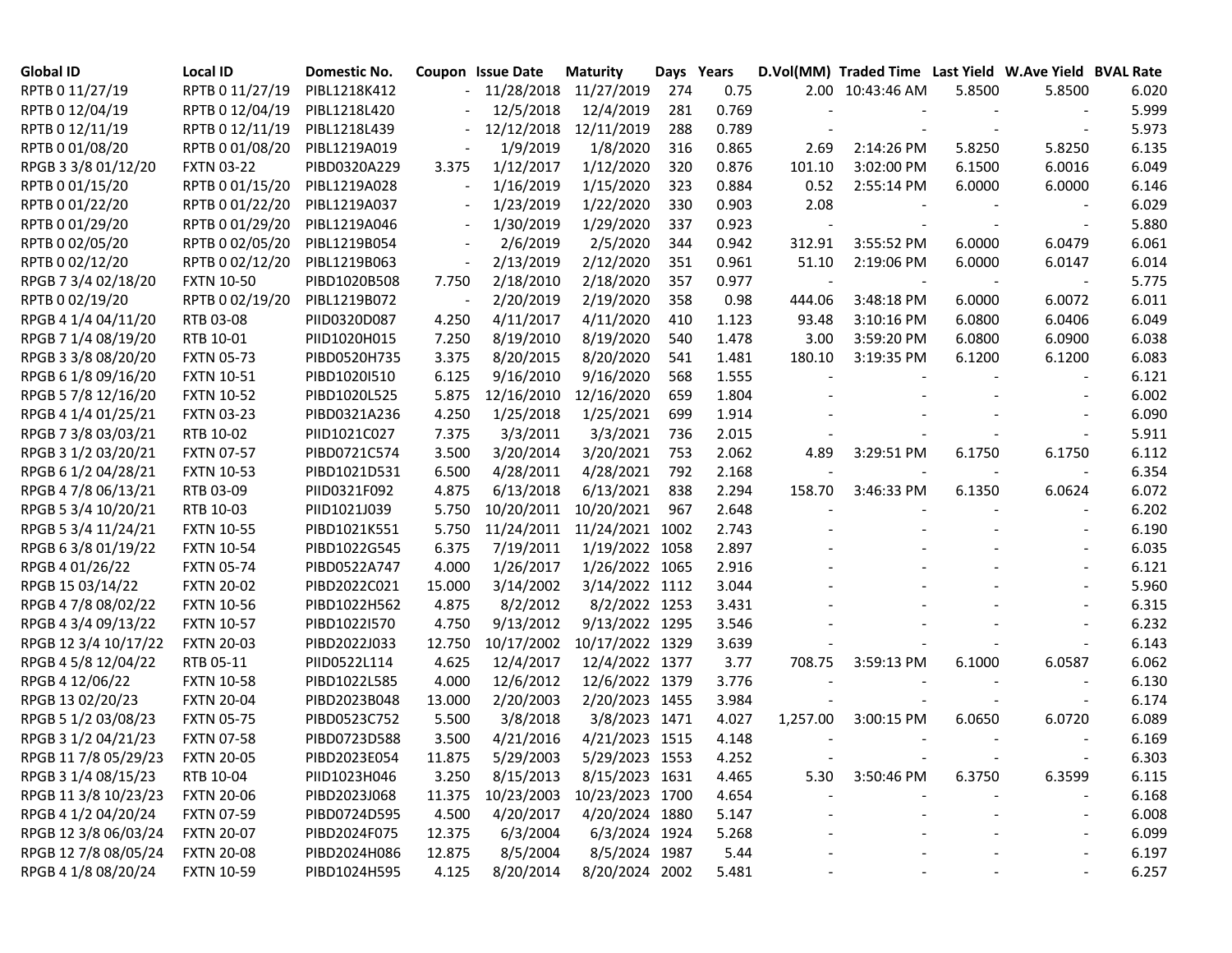| Global ID | Local ID | Domestic No. | Coupon | Issue Date | Maturity | Days | Years | D.Vol(MM) | Traded Time | Last Yield | W.Ave Yield | BVAL Rate |
|---|---|---|---|---|---|---|---|---|---|---|---|---|
| RPTB 0 11/27/19 | RPTB 0 11/27/19 | PIBL1218K412 | - | 11/28/2018 | 11/27/2019 | 274 | 0.75 | 2.00 | 10:43:46 AM | 5.8500 | 5.8500 | 6.020 |
| RPTB 0 12/04/19 | RPTB 0 12/04/19 | PIBL1218L420 | - | 12/5/2018 | 12/4/2019 | 281 | 0.769 | - | - | - | - | 5.999 |
| RPTB 0 12/11/19 | RPTB 0 12/11/19 | PIBL1218L439 | - | 12/12/2018 | 12/11/2019 | 288 | 0.789 | - | - | - | - | 5.973 |
| RPTB 0 01/08/20 | RPTB 0 01/08/20 | PIBL1219A019 | - | 1/9/2019 | 1/8/2020 | 316 | 0.865 | 2.69 | 2:14:26 PM | 5.8250 | 5.8250 | 6.135 |
| RPGB 3 3/8 01/12/20 | FXTN 03-22 | PIBD0320A229 | 3.375 | 1/12/2017 | 1/12/2020 | 320 | 0.876 | 101.10 | 3:02:00 PM | 6.1500 | 6.0016 | 6.049 |
| RPTB 0 01/15/20 | RPTB 0 01/15/20 | PIBL1219A028 | - | 1/16/2019 | 1/15/2020 | 323 | 0.884 | 0.52 | 2:55:14 PM | 6.0000 | 6.0000 | 6.146 |
| RPTB 0 01/22/20 | RPTB 0 01/22/20 | PIBL1219A037 | - | 1/23/2019 | 1/22/2020 | 330 | 0.903 | 2.08 | - | - | - | 6.029 |
| RPTB 0 01/29/20 | RPTB 0 01/29/20 | PIBL1219A046 | - | 1/30/2019 | 1/29/2020 | 337 | 0.923 | - | - | - | - | 5.880 |
| RPTB 0 02/05/20 | RPTB 0 02/05/20 | PIBL1219B054 | - | 2/6/2019 | 2/5/2020 | 344 | 0.942 | 312.91 | 3:55:52 PM | 6.0000 | 6.0479 | 6.061 |
| RPTB 0 02/12/20 | RPTB 0 02/12/20 | PIBL1219B063 | - | 2/13/2019 | 2/12/2020 | 351 | 0.961 | 51.10 | 2:19:06 PM | 6.0000 | 6.0147 | 6.014 |
| RPGB 7 3/4 02/18/20 | FXTN 10-50 | PIBD1020B508 | 7.750 | 2/18/2010 | 2/18/2020 | 357 | 0.977 | - | - | - | - | 5.775 |
| RPTB 0 02/19/20 | RPTB 0 02/19/20 | PIBL1219B072 | - | 2/20/2019 | 2/19/2020 | 358 | 0.98 | 444.06 | 3:48:18 PM | 6.0000 | 6.0072 | 6.011 |
| RPGB 4 1/4 04/11/20 | RTB 03-08 | PIID0320D087 | 4.250 | 4/11/2017 | 4/11/2020 | 410 | 1.123 | 93.48 | 3:10:16 PM | 6.0800 | 6.0406 | 6.049 |
| RPGB 7 1/4 08/19/20 | RTB 10-01 | PIID1020H015 | 7.250 | 8/19/2010 | 8/19/2020 | 540 | 1.478 | 3.00 | 3:59:20 PM | 6.0800 | 6.0900 | 6.038 |
| RPGB 3 3/8 08/20/20 | FXTN 05-73 | PIBD0520H735 | 3.375 | 8/20/2015 | 8/20/2020 | 541 | 1.481 | 180.10 | 3:19:35 PM | 6.1200 | 6.1200 | 6.083 |
| RPGB 6 1/8 09/16/20 | FXTN 10-51 | PIBD1020I510 | 6.125 | 9/16/2010 | 9/16/2020 | 568 | 1.555 | - | - | - | - | 6.121 |
| RPGB 5 7/8 12/16/20 | FXTN 10-52 | PIBD1020L525 | 5.875 | 12/16/2010 | 12/16/2020 | 659 | 1.804 | - | - | - | - | 6.002 |
| RPGB 4 1/4 01/25/21 | FXTN 03-23 | PIBD0321A236 | 4.250 | 1/25/2018 | 1/25/2021 | 699 | 1.914 | - | - | - | - | 6.090 |
| RPGB 7 3/8 03/03/21 | RTB 10-02 | PIID1021C027 | 7.375 | 3/3/2011 | 3/3/2021 | 736 | 2.015 | - | - | - | - | 5.911 |
| RPGB 3 1/2 03/20/21 | FXTN 07-57 | PIBD0721C574 | 3.500 | 3/20/2014 | 3/20/2021 | 753 | 2.062 | 4.89 | 3:29:51 PM | 6.1750 | 6.1750 | 6.112 |
| RPGB 6 1/2 04/28/21 | FXTN 10-53 | PIBD1021D531 | 6.500 | 4/28/2011 | 4/28/2021 | 792 | 2.168 | - | - | - | - | 6.354 |
| RPGB 4 7/8 06/13/21 | RTB 03-09 | PIID0321F092 | 4.875 | 6/13/2018 | 6/13/2021 | 838 | 2.294 | 158.70 | 3:46:33 PM | 6.1350 | 6.0624 | 6.072 |
| RPGB 5 3/4 10/20/21 | RTB 10-03 | PIID1021J039 | 5.750 | 10/20/2011 | 10/20/2021 | 967 | 2.648 | - | - | - | - | 6.202 |
| RPGB 5 3/4 11/24/21 | FXTN 10-55 | PIBD1021K551 | 5.750 | 11/24/2011 | 11/24/2021 | 1002 | 2.743 | - | - | - | - | 6.190 |
| RPGB 6 3/8 01/19/22 | FXTN 10-54 | PIBD1022G545 | 6.375 | 7/19/2011 | 1/19/2022 | 1058 | 2.897 | - | - | - | - | 6.035 |
| RPGB 4 01/26/22 | FXTN 05-74 | PIBD0522A747 | 4.000 | 1/26/2017 | 1/26/2022 | 1065 | 2.916 | - | - | - | - | 6.121 |
| RPGB 15 03/14/22 | FXTN 20-02 | PIBD2022C021 | 15.000 | 3/14/2002 | 3/14/2022 | 1112 | 3.044 | - | - | - | - | 5.960 |
| RPGB 4 7/8 08/02/22 | FXTN 10-56 | PIBD1022H562 | 4.875 | 8/2/2012 | 8/2/2022 | 1253 | 3.431 | - | - | - | - | 6.315 |
| RPGB 4 3/4 09/13/22 | FXTN 10-57 | PIBD1022I570 | 4.750 | 9/13/2012 | 9/13/2022 | 1295 | 3.546 | - | - | - | - | 6.232 |
| RPGB 12 3/4 10/17/22 | FXTN 20-03 | PIBD2022J033 | 12.750 | 10/17/2002 | 10/17/2022 | 1329 | 3.639 | - | - | - | - | 6.143 |
| RPGB 4 5/8 12/04/22 | RTB 05-11 | PIID0522L114 | 4.625 | 12/4/2017 | 12/4/2022 | 1377 | 3.77 | 708.75 | 3:59:13 PM | 6.1000 | 6.0587 | 6.062 |
| RPGB 4 12/06/22 | FXTN 10-58 | PIBD1022L585 | 4.000 | 12/6/2012 | 12/6/2022 | 1379 | 3.776 | - | - | - | - | 6.130 |
| RPGB 13 02/20/23 | FXTN 20-04 | PIBD2023B048 | 13.000 | 2/20/2003 | 2/20/2023 | 1455 | 3.984 | - | - | - | - | 6.174 |
| RPGB 5 1/2 03/08/23 | FXTN 05-75 | PIBD0523C752 | 5.500 | 3/8/2018 | 3/8/2023 | 1471 | 4.027 | 1,257.00 | 3:00:15 PM | 6.0650 | 6.0720 | 6.089 |
| RPGB 3 1/2 04/21/23 | FXTN 07-58 | PIBD0723D588 | 3.500 | 4/21/2016 | 4/21/2023 | 1515 | 4.148 | - | - | - | - | 6.169 |
| RPGB 11 7/8 05/29/23 | FXTN 20-05 | PIBD2023E054 | 11.875 | 5/29/2003 | 5/29/2023 | 1553 | 4.252 | - | - | - | - | 6.303 |
| RPGB 3 1/4 08/15/23 | RTB 10-04 | PIID1023H046 | 3.250 | 8/15/2013 | 8/15/2023 | 1631 | 4.465 | 5.30 | 3:50:46 PM | 6.3750 | 6.3599 | 6.115 |
| RPGB 11 3/8 10/23/23 | FXTN 20-06 | PIBD2023J068 | 11.375 | 10/23/2003 | 10/23/2023 | 1700 | 4.654 | - | - | - | - | 6.168 |
| RPGB 4 1/2 04/20/24 | FXTN 07-59 | PIBD0724D595 | 4.500 | 4/20/2017 | 4/20/2024 | 1880 | 5.147 | - | - | - | - | 6.008 |
| RPGB 12 3/8 06/03/24 | FXTN 20-07 | PIBD2024F075 | 12.375 | 6/3/2004 | 6/3/2024 | 1924 | 5.268 | - | - | - | - | 6.099 |
| RPGB 12 7/8 08/05/24 | FXTN 20-08 | PIBD2024H086 | 12.875 | 8/5/2004 | 8/5/2024 | 1987 | 5.44 | - | - | - | - | 6.197 |
| RPGB 4 1/8 08/20/24 | FXTN 10-59 | PIBD1024H595 | 4.125 | 8/20/2014 | 8/20/2024 | 2002 | 5.481 | - | - | - | - | 6.257 |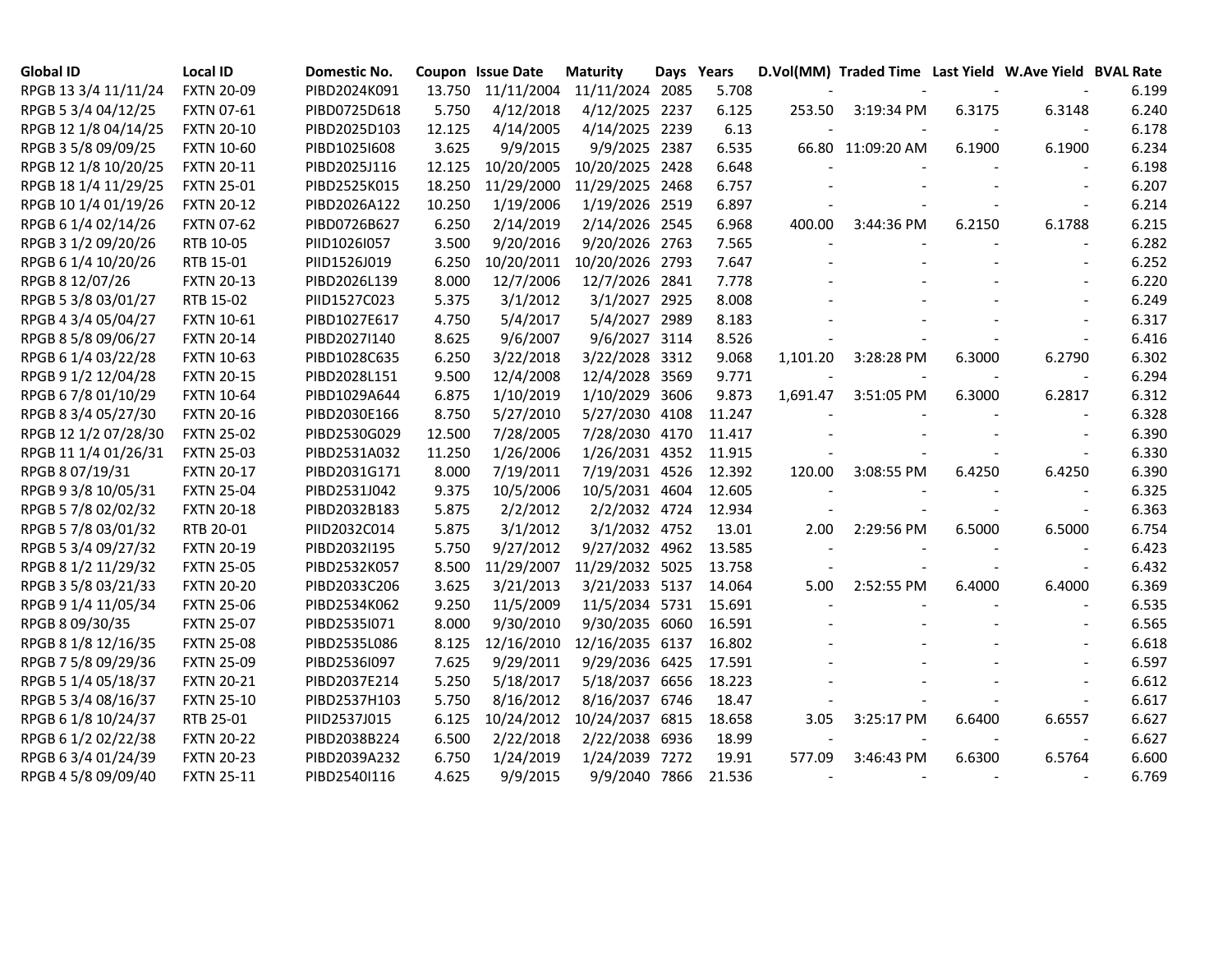| Global ID | Local ID | Domestic No. | Coupon | Issue Date | Maturity | Days | Years | D.Vol(MM) | Traded Time | Last Yield | W.Ave Yield | BVAL Rate |
|---|---|---|---|---|---|---|---|---|---|---|---|---|
| RPGB 13 3/4 11/11/24 | FXTN 20-09 | PIBD2024K091 | 13.750 | 11/11/2004 | 11/11/2024 | 2085 | 5.708 | - | - | - | - | 6.199 |
| RPGB 5 3/4 04/12/25 | FXTN 07-61 | PIBD0725D618 | 5.750 | 4/12/2018 | 4/12/2025 | 2237 | 6.125 | 253.50 | 3:19:34 PM | 6.3175 | 6.3148 | 6.240 |
| RPGB 12 1/8 04/14/25 | FXTN 20-10 | PIBD2025D103 | 12.125 | 4/14/2005 | 4/14/2025 | 2239 | 6.13 | - | - | - | - | 6.178 |
| RPGB 3 5/8 09/09/25 | FXTN 10-60 | PIBD1025I608 | 3.625 | 9/9/2015 | 9/9/2025 | 2387 | 6.535 | 66.80 | 11:09:20 AM | 6.1900 | 6.1900 | 6.234 |
| RPGB 12 1/8 10/20/25 | FXTN 20-11 | PIBD2025J116 | 12.125 | 10/20/2005 | 10/20/2025 | 2428 | 6.648 | - | - | - | - | 6.198 |
| RPGB 18 1/4 11/29/25 | FXTN 25-01 | PIBD2525K015 | 18.250 | 11/29/2000 | 11/29/2025 | 2468 | 6.757 | - | - | - | - | 6.207 |
| RPGB 10 1/4 01/19/26 | FXTN 20-12 | PIBD2026A122 | 10.250 | 1/19/2006 | 1/19/2026 | 2519 | 6.897 | - | - | - | - | 6.214 |
| RPGB 6 1/4 02/14/26 | FXTN 07-62 | PIBD0726B627 | 6.250 | 2/14/2019 | 2/14/2026 | 2545 | 6.968 | 400.00 | 3:44:36 PM | 6.2150 | 6.1788 | 6.215 |
| RPGB 3 1/2 09/20/26 | RTB 10-05 | PIID1026I057 | 3.500 | 9/20/2016 | 9/20/2026 | 2763 | 7.565 | - | - | - | - | 6.282 |
| RPGB 6 1/4 10/20/26 | RTB 15-01 | PIID1526J019 | 6.250 | 10/20/2011 | 10/20/2026 | 2793 | 7.647 | - | - | - | - | 6.252 |
| RPGB 8 12/07/26 | FXTN 20-13 | PIBD2026L139 | 8.000 | 12/7/2006 | 12/7/2026 | 2841 | 7.778 | - | - | - | - | 6.220 |
| RPGB 5 3/8 03/01/27 | RTB 15-02 | PIID1527C023 | 5.375 | 3/1/2012 | 3/1/2027 | 2925 | 8.008 | - | - | - | - | 6.249 |
| RPGB 4 3/4 05/04/27 | FXTN 10-61 | PIBD1027E617 | 4.750 | 5/4/2017 | 5/4/2027 | 2989 | 8.183 | - | - | - | - | 6.317 |
| RPGB 8 5/8 09/06/27 | FXTN 20-14 | PIBD2027I140 | 8.625 | 9/6/2007 | 9/6/2027 | 3114 | 8.526 | - | - | - | - | 6.416 |
| RPGB 6 1/4 03/22/28 | FXTN 10-63 | PIBD1028C635 | 6.250 | 3/22/2018 | 3/22/2028 | 3312 | 9.068 | 1,101.20 | 3:28:28 PM | 6.3000 | 6.2790 | 6.302 |
| RPGB 9 1/2 12/04/28 | FXTN 20-15 | PIBD2028L151 | 9.500 | 12/4/2008 | 12/4/2028 | 3569 | 9.771 | - | - | - | - | 6.294 |
| RPGB 6 7/8 01/10/29 | FXTN 10-64 | PIBD1029A644 | 6.875 | 1/10/2019 | 1/10/2029 | 3606 | 9.873 | 1,691.47 | 3:51:05 PM | 6.3000 | 6.2817 | 6.312 |
| RPGB 8 3/4 05/27/30 | FXTN 20-16 | PIBD2030E166 | 8.750 | 5/27/2010 | 5/27/2030 | 4108 | 11.247 | - | - | - | - | 6.328 |
| RPGB 12 1/2 07/28/30 | FXTN 25-02 | PIBD2530G029 | 12.500 | 7/28/2005 | 7/28/2030 | 4170 | 11.417 | - | - | - | - | 6.390 |
| RPGB 11 1/4 01/26/31 | FXTN 25-03 | PIBD2531A032 | 11.250 | 1/26/2006 | 1/26/2031 | 4352 | 11.915 | - | - | - | - | 6.330 |
| RPGB 8 07/19/31 | FXTN 20-17 | PIBD2031G171 | 8.000 | 7/19/2011 | 7/19/2031 | 4526 | 12.392 | 120.00 | 3:08:55 PM | 6.4250 | 6.4250 | 6.390 |
| RPGB 9 3/8 10/05/31 | FXTN 25-04 | PIBD2531J042 | 9.375 | 10/5/2006 | 10/5/2031 | 4604 | 12.605 | - | - | - | - | 6.325 |
| RPGB 5 7/8 02/02/32 | FXTN 20-18 | PIBD2032B183 | 5.875 | 2/2/2012 | 2/2/2032 | 4724 | 12.934 | - | - | - | - | 6.363 |
| RPGB 5 7/8 03/01/32 | RTB 20-01 | PIID2032C014 | 5.875 | 3/1/2012 | 3/1/2032 | 4752 | 13.01 | 2.00 | 2:29:56 PM | 6.5000 | 6.5000 | 6.754 |
| RPGB 5 3/4 09/27/32 | FXTN 20-19 | PIBD2032I195 | 5.750 | 9/27/2012 | 9/27/2032 | 4962 | 13.585 | - | - | - | - | 6.423 |
| RPGB 8 1/2 11/29/32 | FXTN 25-05 | PIBD2532K057 | 8.500 | 11/29/2007 | 11/29/2032 | 5025 | 13.758 | - | - | - | - | 6.432 |
| RPGB 3 5/8 03/21/33 | FXTN 20-20 | PIBD2033C206 | 3.625 | 3/21/2013 | 3/21/2033 | 5137 | 14.064 | 5.00 | 2:52:55 PM | 6.4000 | 6.4000 | 6.369 |
| RPGB 9 1/4 11/05/34 | FXTN 25-06 | PIBD2534K062 | 9.250 | 11/5/2009 | 11/5/2034 | 5731 | 15.691 | - | - | - | - | 6.535 |
| RPGB 8 09/30/35 | FXTN 25-07 | PIBD2535I071 | 8.000 | 9/30/2010 | 9/30/2035 | 6060 | 16.591 | - | - | - | - | 6.565 |
| RPGB 8 1/8 12/16/35 | FXTN 25-08 | PIBD2535L086 | 8.125 | 12/16/2010 | 12/16/2035 | 6137 | 16.802 | - | - | - | - | 6.618 |
| RPGB 7 5/8 09/29/36 | FXTN 25-09 | PIBD2536I097 | 7.625 | 9/29/2011 | 9/29/2036 | 6425 | 17.591 | - | - | - | - | 6.597 |
| RPGB 5 1/4 05/18/37 | FXTN 20-21 | PIBD2037E214 | 5.250 | 5/18/2017 | 5/18/2037 | 6656 | 18.223 | - | - | - | - | 6.612 |
| RPGB 5 3/4 08/16/37 | FXTN 25-10 | PIBD2537H103 | 5.750 | 8/16/2012 | 8/16/2037 | 6746 | 18.47 | - | - | - | - | 6.617 |
| RPGB 6 1/8 10/24/37 | RTB 25-01 | PIID2537J015 | 6.125 | 10/24/2012 | 10/24/2037 | 6815 | 18.658 | 3.05 | 3:25:17 PM | 6.6400 | 6.6557 | 6.627 |
| RPGB 6 1/2 02/22/38 | FXTN 20-22 | PIBD2038B224 | 6.500 | 2/22/2018 | 2/22/2038 | 6936 | 18.99 | - | - | - | - | 6.627 |
| RPGB 6 3/4 01/24/39 | FXTN 20-23 | PIBD2039A232 | 6.750 | 1/24/2019 | 1/24/2039 | 7272 | 19.91 | 577.09 | 3:46:43 PM | 6.6300 | 6.5764 | 6.600 |
| RPGB 4 5/8 09/09/40 | FXTN 25-11 | PIBD2540I116 | 4.625 | 9/9/2015 | 9/9/2040 | 7866 | 21.536 | - | - | - | - | 6.769 |